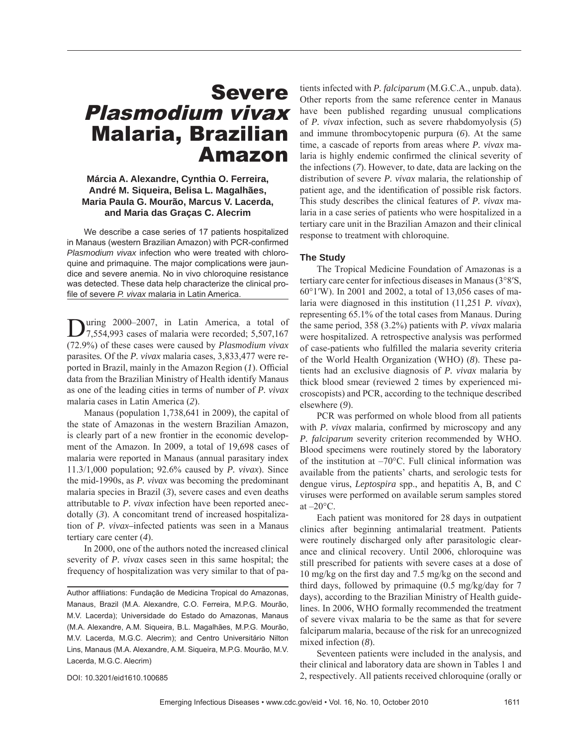# Severe *Plasmodium vivax* Malaria, Brazilian Amazon

**Márcia A. Alexandre, Cynthia O. Ferreira, André M. Siqueira, Belisa L. Magalhães, Maria Paula G. Mourão, Marcus V. Lacerda, and Maria das Graças C. Alecrim**

We describe a case series of 17 patients hospitalized in Manaus (western Brazilian Amazon) with PCR-confirmed *Plasmodium vivax* infection who were treated with chloroquine and primaquine. The major complications were jaundice and severe anemia. No in vivo chloroquine resistance was detected. These data help characterize the clinical profile of severe *P. vivax* malaria in Latin America.

During 2000–2007, in Latin America, a total of 7,554,993 cases of malaria were recorded; 5,507,167 (72.9%) of these cases were caused by *Plasmodium vivax* parasites*.* Of the *P. vivax* malaria cases, 3,833,477 were reported in Brazil, mainly in the Amazon Region (*1*). Official data from the Brazilian Ministry of Health identify Manaus as one of the leading cities in terms of number of *P. vivax* malaria cases in Latin America (*2*).

Manaus (population 1,738,641 in 2009), the capital of the state of Amazonas in the western Brazilian Amazon, is clearly part of a new frontier in the economic development of the Amazon. In 2009, a total of 19,698 cases of malaria were reported in Manaus (annual parasitary index 11.3/1,000 population; 92.6% caused by *P. vivax*). Since the mid-1990s, as *P. vivax* was becoming the predominant malaria species in Brazil (*3*), severe cases and even deaths attributable to *P. vivax* infection have been reported anecdotally (*3*). A concomitant trend of increased hospitalization of *P. vivax*–infected patients was seen in a Manaus tertiary care center (*4*).

In 2000, one of the authors noted the increased clinical severity of *P. vivax* cases seen in this same hospital; the frequency of hospitalization was very similar to that of patients infected with *P. falciparum* (M.G.C.A., unpub. data). Other reports from the same reference center in Manaus have been published regarding unusual complications of *P. vivax* infection, such as severe rhabdomyolysis (*5*) and immune thrombocytopenic purpura (*6*). At the same time, a cascade of reports from areas where *P. vivax* malaria is highly endemic confirmed the clinical severity of the infections (*7*). However, to date, data are lacking on the distribution of severe *P. vivax* malaria, the relationship of patient age, and the identification of possible risk factors. This study describes the clinical features of *P. vivax* malaria in a case series of patients who were hospitalized in a tertiary care unit in the Brazilian Amazon and their clinical response to treatment with chloroquine.

Author affiliations: Fundação de Medicina Tropical do Amazonas, Manaus, Brazil (M.A. Alexandre, C.O. Ferreira, M.P.G. Mourão, M.V. Lacerda); Universidade do Estado do Amazonas, Manaus (M.A. Alexandre, A.M. Siqueira, B.L. Magalhães, M.P.G. Mourão, M.V. Lacerda, M.G.C. Alecrim); and Centro Universitário Nilton Lins, Manaus (M.A. Alexandre, A.M. Siqueira, M.P.G. Mourão, M.V. Lacerda, M.G.C. Alecrim)

DOI: 10.3201/eid1610.100685

## The Study

The Tropical Medicine Foundation of Amazonas is a tertiary care center for infectious diseases in Manaus (3°8′S, 60°1′W). In 2001 and 2002, a total of 13,056 cases of malaria were diagnosed in this institution (11,251 *P. vivax*), representing 65.1% of the total cases from Manaus. During the same period, 358 (3.2%) patients with *P. vivax* malaria were hospitalized. A retrospective analysis was performed of case-patients who fulfilled the malaria severity criteria of the World Health Organization (WHO) (*8*). These patients had an exclusive diagnosis of *P. vivax* malaria by thick blood smear (reviewed 2 times by experienced microscopists) and PCR, according to the technique described elsewhere (*9*).

PCR was performed on whole blood from all patients with *P. vivax* malaria, confirmed by microscopy and any *P. falciparum* severity criterion recommended by WHO. Blood specimens were routinely stored by the laboratory of the institution at –70°C. Full clinical information was available from the patients' charts, and serologic tests for dengue virus, *Leptospira* spp., and hepatitis A, B, and C viruses were performed on available serum samples stored at –20°C.

Each patient was monitored for 28 days in outpatient clinics after beginning antimalarial treatment. Patients were routinely discharged only after parasitologic clearance and clinical recovery. Until 2006, chloroquine was still prescribed for patients with severe cases at a dose of 10 mg/kg on the first day and 7.5 mg/kg on the second and third days, followed by primaquine (0.5 mg/kg/day for 7 days), according to the Brazilian Ministry of Health guidelines. In 2006, WHO formally recommended the treatment of severe vivax malaria to be the same as that for severe falciparum malaria, because of the risk for an unrecognized mixed infection (*8*).

Seventeen patients were included in the analysis, and their clinical and laboratory data are shown in Tables 1 and 2, respectively. All patients received chloroquine (orally or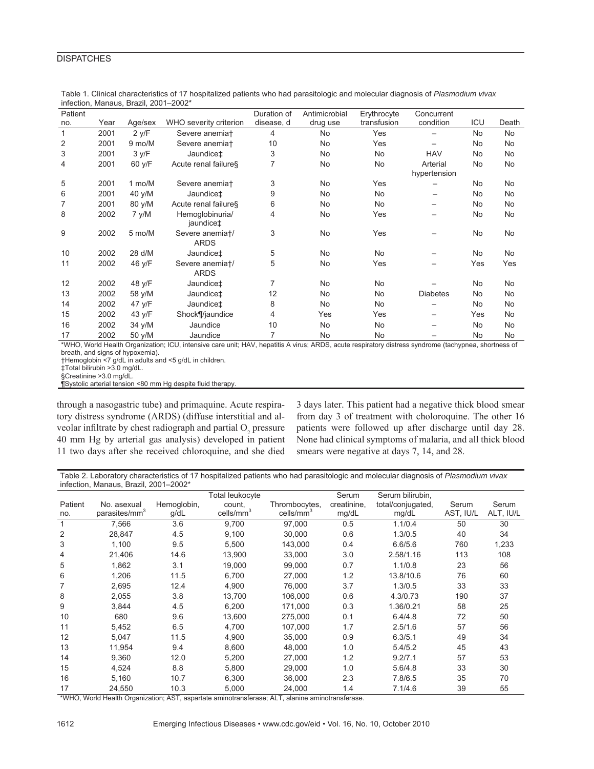Table 1. Clinical characteristics of 17 hospitalized patients who had parasitologic and molecular diagnosis of *Plasmodium vivax* infection, Manaus, Brazil, 2001–2002*

| Patient no. | Year | Age/sex | WHO severity criterion | Duration of disease, d | Antimicrobial drug use | Erythrocyte transfusion | Concurrent condition | ICU | Death |
|---|---|---|---|---|---|---|---|---|---|
| 1 | 2001 | 2 y/F | Severe anemia† | 4 | No | Yes | – | No | No |
| 2 | 2001 | 9 mo/M | Severe anemia† | 10 | No | Yes | – | No | No |
| 3 | 2001 | 3 y/F | Jaundice‡ | 3 | No | No | HAV | No | No |
| 4 | 2001 | 60 y/F | Acute renal failure§ | 7 | No | No | Arterial hypertension | No | No |
| 5 | 2001 | 1 mo/M | Severe anemia† | 3 | No | Yes | – | No | No |
| 6 | 2001 | 40 y/M | Jaundice‡ | 9 | No | No | – | No | No |
| 7 | 2001 | 80 y/M | Acute renal failure§ | 6 | No | No | – | No | No |
| 8 | 2002 | 7 y/M | Hemoglobinuria/ jaundice‡ | 4 | No | Yes | – | No | No |
| 9 | 2002 | 5 mo/M | Severe anemia†/ ARDS | 3 | No | Yes | – | No | No |
| 10 | 2002 | 28 d/M | Jaundice‡ | 5 | No | No | – | No | No |
| 11 | 2002 | 46 y/F | Severe anemia†/ ARDS | 5 | No | Yes | – | Yes | Yes |
| 12 | 2002 | 48 y/F | Jaundice‡ | 7 | No | No | – | No | No |
| 13 | 2002 | 58 y/M | Jaundice‡ | 12 | No | No | Diabetes | No | No |
| 14 | 2002 | 47 y/F | Jaundice‡ | 8 | No | No | – | No | No |
| 15 | 2002 | 43 y/F | Shock¶/jaundice | 4 | Yes | Yes | – | Yes | No |
| 16 | 2002 | 34 y/M | Jaundice | 10 | No | No | – | No | No |
| 17 | 2002 | 50 y/M | Jaundice | 7 | No | No | – | No | No |

*WHO, World Health Organization; ICU, intensive care unit; HAV, hepatitis A virus; ARDS, acute respiratory distress syndrome (tachypnea, shortness of breath, and signs of hypoxemia).
†Hemoglobin <7 g/dL in adults and <5 g/dL in children.
‡Total bilirubin >3.0 mg/dL.
§Creatinine >3.0 mg/dL.
¶Systolic arterial tension <80 mm Hg despite fluid therapy.

through a nasogastric tube) and primaquine. Acute respiratory distress syndrome (ARDS) (diffuse interstitial and alveolar infiltrate by chest radiograph and partial $O_2$ pressure 40 mm Hg by arterial gas analysis) developed in patient 11 two days after she received chloroquine, and she died 3 days later. This patient had a negative thick blood smear from day 3 of treatment with choloroquine. The other 16 patients were followed up after discharge until day 28. None had clinical symptoms of malaria, and all thick blood smears were negative at days 7, 14, and 28.

Table 2. Laboratory characteristics of 17 hospitalized patients who had parasitologic and molecular diagnosis of *Plasmodium vivax* infection, Manaus, Brazil, 2001–2002*

| Patient no. | No. asexual parasites/mm$^3$ | Hemoglobin, g/dL | Total leukocyte count, cells/mm$^3$ | Thrombocytes, cells/mm$^3$ | Serum creatinine, mg/dL | Serum bilirubin, total/conjugated, mg/dL | Serum AST, IU/L | Serum ALT, IU/L |
|---|---|---|---|---|---|---|---|---|
| 1 | 7,566 | 3.6 | 9,700 | 97,000 | 0.5 | 1.1/0.4 | 50 | 30 |
| 2 | 28,847 | 4.5 | 9,100 | 30,000 | 0.6 | 1.3/0.5 | 40 | 34 |
| 3 | 1,100 | 9.5 | 5,500 | 143,000 | 0.4 | 6.6/5.6 | 760 | 1,233 |
| 4 | 21,406 | 14.6 | 13,900 | 33,000 | 3.0 | 2.58/1.16 | 113 | 108 |
| 5 | 1,862 | 3.1 | 19,000 | 99,000 | 0.7 | 1.1/0.8 | 23 | 56 |
| 6 | 1,206 | 11.5 | 6,700 | 27,000 | 1.2 | 13.8/10.6 | 76 | 60 |
| 7 | 2,695 | 12.4 | 4,900 | 76,000 | 3.7 | 1.3/0.5 | 33 | 33 |
| 8 | 2,055 | 3.8 | 13,700 | 106,000 | 0.6 | 4.3/0.73 | 190 | 37 |
| 9 | 3,844 | 4.5 | 6,200 | 171,000 | 0.3 | 1.36/0.21 | 58 | 25 |
| 10 | 680 | 9.6 | 13,600 | 275,000 | 0.1 | 6.4/4.8 | 72 | 50 |
| 11 | 5,452 | 6.5 | 4,700 | 107,000 | 1.7 | 2.5/1.6 | 57 | 56 |
| 12 | 5,047 | 11.5 | 4,900 | 35,000 | 0.9 | 6.3/5.1 | 49 | 34 |
| 13 | 11,954 | 9.4 | 8,600 | 48,000 | 1.0 | 5.4/5.2 | 45 | 43 |
| 14 | 9,360 | 12.0 | 5,200 | 27,000 | 1.2 | 9.2/7.1 | 57 | 53 |
| 15 | 4,524 | 8.8 | 5,800 | 29,000 | 1.0 | 5.6/4.8 | 33 | 30 |
| 16 | 5,160 | 10.7 | 6,300 | 36,000 | 2.3 | 7.8/6.5 | 35 | 70 |
| 17 | 24,550 | 10.3 | 5,000 | 24,000 | 1.4 | 7.1/4.6 | 39 | 55 |

*WHO, World Health Organization; AST, aspartate aminotransferase; ALT, alanine aminotransferase.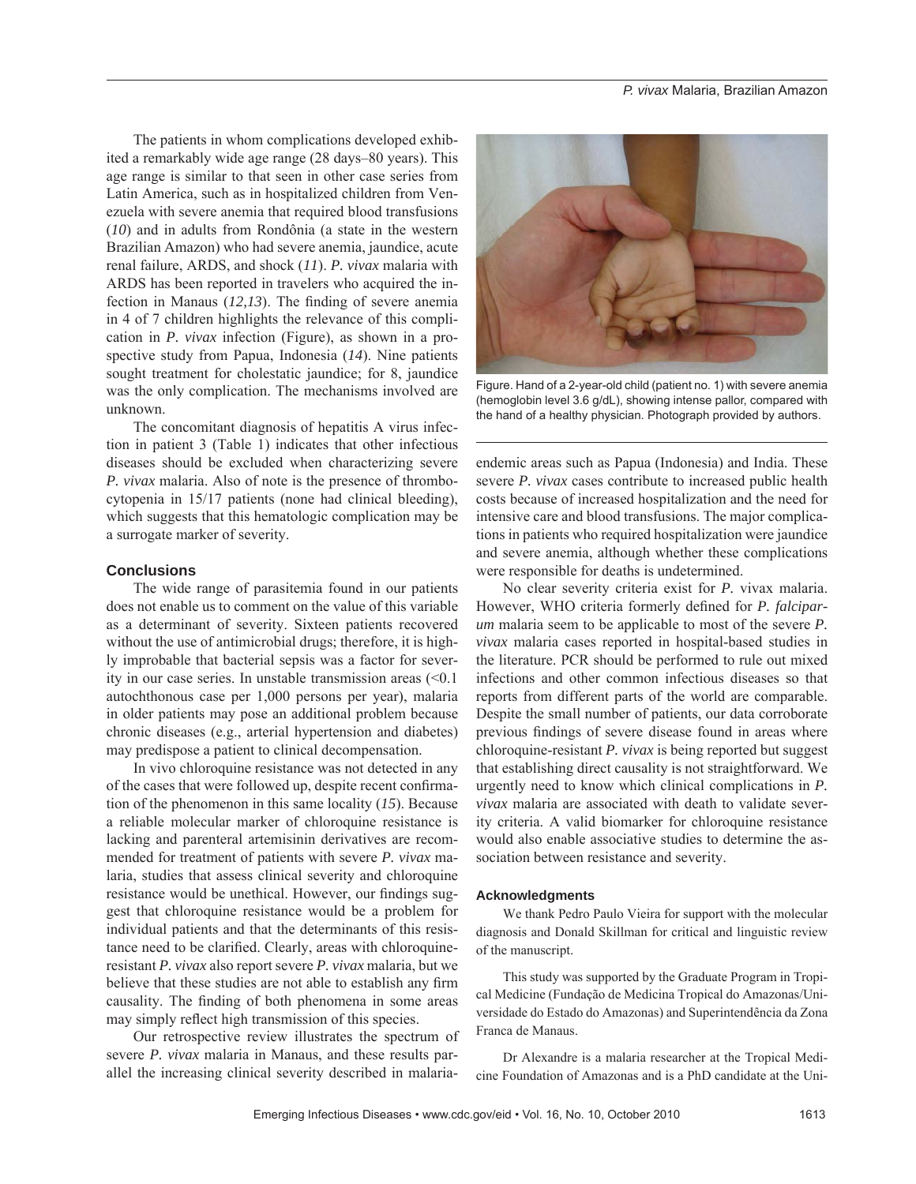The patients in whom complications developed exhibited a remarkably wide age range (28 days–80 years). This age range is similar to that seen in other case series from Latin America, such as in hospitalized children from Venezuela with severe anemia that required blood transfusions (*10*) and in adults from Rondônia (a state in the western Brazilian Amazon) who had severe anemia, jaundice, acute renal failure, ARDS, and shock (*11*). *P. vivax* malaria with ARDS has been reported in travelers who acquired the infection in Manaus (*12,13*). The finding of severe anemia in 4 of 7 children highlights the relevance of this complication in *P. vivax* infection (Figure), as shown in a prospective study from Papua, Indonesia (*14*). Nine patients sought treatment for cholestatic jaundice; for 8, jaundice was the only complication. The mechanisms involved are unknown.

The concomitant diagnosis of hepatitis A virus infection in patient 3 (Table 1) indicates that other infectious diseases should be excluded when characterizing severe *P. vivax* malaria. Also of note is the presence of thrombocytopenia in 15/17 patients (none had clinical bleeding), which suggests that this hematologic complication may be a surrogate marker of severity.

## Conclusions

The wide range of parasitemia found in our patients does not enable us to comment on the value of this variable as a determinant of severity. Sixteen patients recovered without the use of antimicrobial drugs; therefore, it is highly improbable that bacterial sepsis was a factor for severity in our case series. In unstable transmission areas (<0.1 autochthonous case per 1,000 persons per year), malaria in older patients may pose an additional problem because chronic diseases (e.g., arterial hypertension and diabetes) may predispose a patient to clinical decompensation.

In vivo chloroquine resistance was not detected in any of the cases that were followed up, despite recent confirmation of the phenomenon in this same locality (*15*). Because a reliable molecular marker of chloroquine resistance is lacking and parenteral artemisinin derivatives are recommended for treatment of patients with severe *P. vivax* malaria, studies that assess clinical severity and chloroquine resistance would be unethical. However, our findings suggest that chloroquine resistance would be a problem for individual patients and that the determinants of this resistance need to be clarified. Clearly, areas with chloroquine-resistant *P. vivax* also report severe *P. vivax* malaria, but we believe that these studies are not able to establish any firm causality. The finding of both phenomena in some areas may simply reflect high transmission of this species.

Our retrospective review illustrates the spectrum of severe *P. vivax* malaria in Manaus, and these results parallel the increasing clinical severity described in malaria-endemic areas such as Papua (Indonesia) and India. These severe *P. vivax* cases contribute to increased public health costs because of increased hospitalization and the need for intensive care and blood transfusions. The major complications in patients who required hospitalization were jaundice and severe anemia, although whether these complications were responsible for deaths is undetermined.

Figure. Hand of a 2-year-old child (patient no. 1) with severe anemia (hemoglobin level 3.6 g/dL), showing intense pallor, compared with the hand of a healthy physician. Photograph provided by authors.

No clear severity criteria exist for *P.* vivax malaria. However, WHO criteria formerly defined for *P. falciparum* malaria seem to be applicable to most of the severe *P. vivax* malaria cases reported in hospital-based studies in the literature. PCR should be performed to rule out mixed infections and other common infectious diseases so that reports from different parts of the world are comparable. Despite the small number of patients, our data corroborate previous findings of severe disease found in areas where chloroquine-resistant *P. vivax* is being reported but suggest that establishing direct causality is not straightforward. We urgently need to know which clinical complications in *P. vivax* malaria are associated with death to validate severity criteria. A valid biomarker for chloroquine resistance would also enable associative studies to determine the association between resistance and severity.

### Acknowledgments

We thank Pedro Paulo Vieira for support with the molecular diagnosis and Donald Skillman for critical and linguistic review of the manuscript.

This study was supported by the Graduate Program in Tropical Medicine (Fundação de Medicina Tropical do Amazonas/Universidade do Estado do Amazonas) and Superintendência da Zona Franca de Manaus.

Dr Alexandre is a malaria researcher at the Tropical Medicine Foundation of Amazonas and is a PhD candidate at the Uni-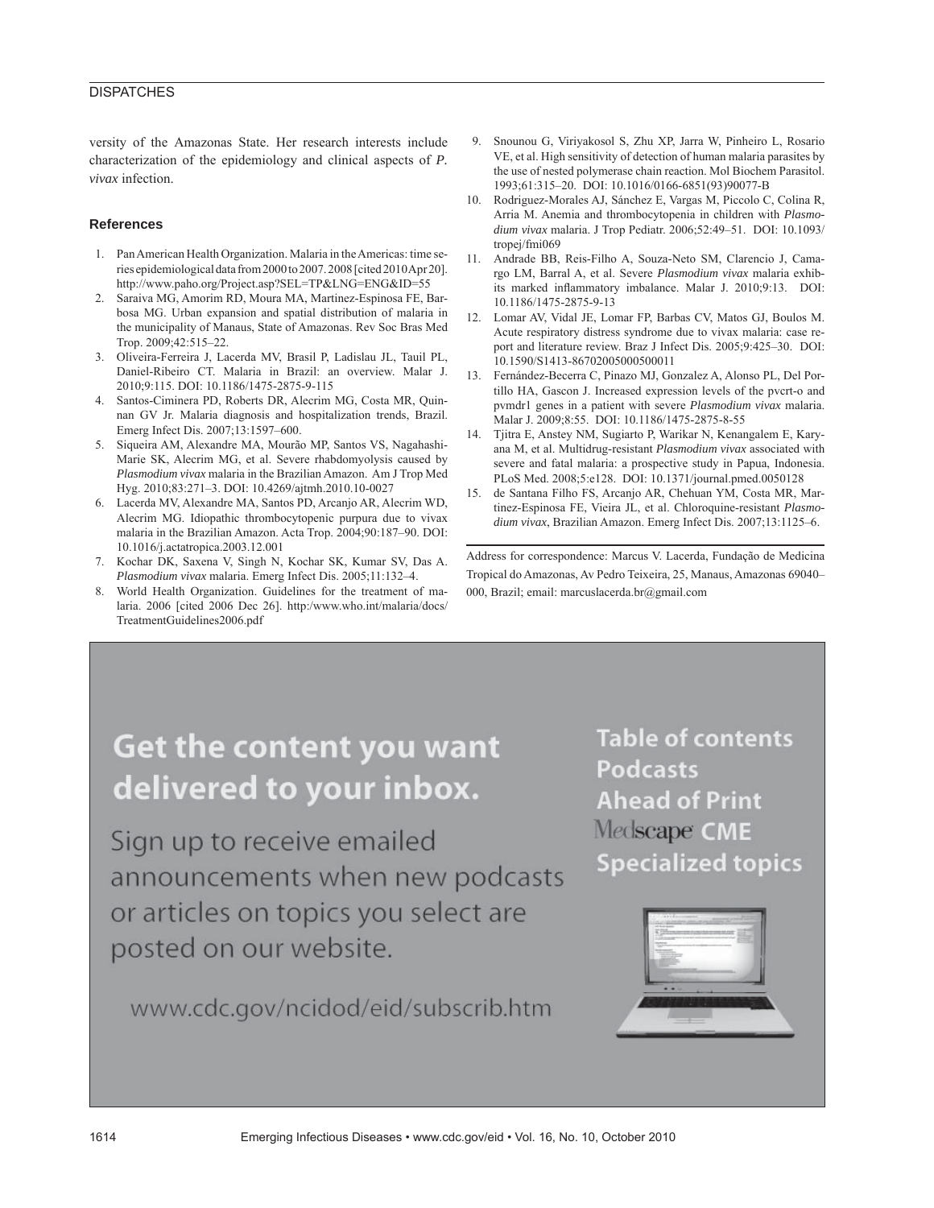versity of the Amazonas State. Her research interests include characterization of the epidemiology and clinical aspects of *P. vivax* infection.

## References

1. Pan American Health Organization. Malaria in the Americas: time series epidemiological data from 2000 to 2007. 2008 [cited 2010 Apr 20]. http://www.paho.org/Project.asp?SEL=TP&LNG=ENG&ID=55
2. Saraiva MG, Amorim RD, Moura MA, Martinez-Espinosa FE, Barbosa MG. Urban expansion and spatial distribution of malaria in the municipality of Manaus, State of Amazonas. Rev Soc Bras Med Trop. 2009;42:515–22.
3. Oliveira-Ferreira J, Lacerda MV, Brasil P, Ladislau JL, Tauil PL, Daniel-Ribeiro CT. Malaria in Brazil: an overview. Malar J. 2010;9:115. DOI: 10.1186/1475-2875-9-115
4. Santos-Ciminera PD, Roberts DR, Alecrim MG, Costa MR, Quinnan GV Jr. Malaria diagnosis and hospitalization trends, Brazil. Emerg Infect Dis. 2007;13:1597–600.
5. Siqueira AM, Alexandre MA, Mourão MP, Santos VS, Nagahashi-Marie SK, Alecrim MG, et al. Severe rhabdomyolysis caused by *Plasmodium vivax* malaria in the Brazilian Amazon. Am J Trop Med Hyg. 2010;83:271–3. DOI: 10.4269/ajtmh.2010.10-0027
6. Lacerda MV, Alexandre MA, Santos PD, Arcanjo AR, Alecrim WD, Alecrim MG. Idiopathic thrombocytopenic purpura due to vivax malaria in the Brazilian Amazon. Acta Trop. 2004;90:187–90. DOI: 10.1016/j.actatropica.2003.12.001
7. Kochar DK, Saxena V, Singh N, Kochar SK, Kumar SV, Das A. *Plasmodium vivax* malaria. Emerg Infect Dis. 2005;11:132–4.
8. World Health Organization. Guidelines for the treatment of malaria. 2006 [cited 2006 Dec 26]. http:/www.who.int/malaria/docs/TreatmentGuidelines2006.pdf
9. Snounou G, Viriyakosol S, Zhu XP, Jarra W, Pinheiro L, Rosario VE, et al. High sensitivity of detection of human malaria parasites by the use of nested polymerase chain reaction. Mol Biochem Parasitol. 1993;61:315–20. DOI: 10.1016/0166-6851(93)90077-B
10. Rodriguez-Morales AJ, Sánchez E, Vargas M, Piccolo C, Colina R, Arria M. Anemia and thrombocytopenia in children with *Plasmodium vivax* malaria. J Trop Pediatr. 2006;52:49–51. DOI: 10.1093/tropej/fmi069
11. Andrade BB, Reis-Filho A, Souza-Neto SM, Clarencio J, Camargo LM, Barral A, et al. Severe *Plasmodium vivax* malaria exhibits marked inflammatory imbalance. Malar J. 2010;9:13. DOI: 10.1186/1475-2875-9-13
12. Lomar AV, Vidal JE, Lomar FP, Barbas CV, Matos GJ, Boulos M. Acute respiratory distress syndrome due to vivax malaria: case report and literature review. Braz J Infect Dis. 2005;9:425–30. DOI: 10.1590/S1413-86702005000500011
13. Fernández-Becerra C, Pinazo MJ, Gonzalez A, Alonso PL, Del Portillo HA, Gascon J. Increased expression levels of the pvcrt-o and pvmdr1 genes in a patient with severe *Plasmodium vivax* malaria. Malar J. 2009;8:55. DOI: 10.1186/1475-2875-8-55
14. Tjitra E, Anstey NM, Sugiarto P, Warikar N, Kenangalem E, Karyana M, et al. Multidrug-resistant *Plasmodium vivax* associated with severe and fatal malaria: a prospective study in Papua, Indonesia. PLoS Med. 2008;5:e128. DOI: 10.1371/journal.pmed.0050128
15. de Santana Filho FS, Arcanjo AR, Chehuan YM, Costa MR, Martinez-Espinosa FE, Vieira JL, et al. Chloroquine-resistant *Plasmodium vivax*, Brazilian Amazon. Emerg Infect Dis. 2007;13:1125–6.

Address for correspondence: Marcus V. Lacerda, Fundação de Medicina Tropical do Amazonas, Av Pedro Teixeira, 25, Manaus, Amazonas 69040–000, Brazil; email: marcuslacerda.br@gmail.com

Get the content you want delivered to your inbox.

Sign up to receive emailed announcements when new podcasts or articles on topics you select are posted on our website.

www.cdc.gov/ncidod/eid/subscrib.htm

Table of contents
Podcasts
Ahead of Print
Medscape CME
Specialized topics